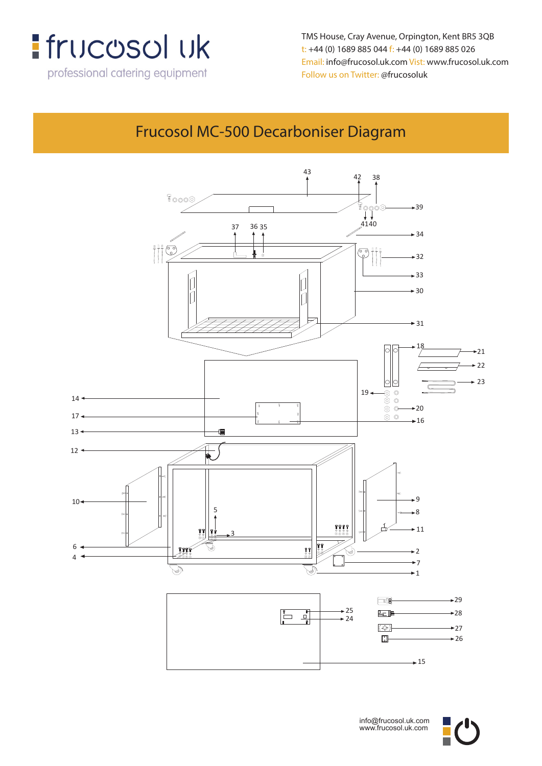frucosol uk

professional catering equipment

TMS House, Cray Avenue, Orpington, Kent BR5 3QB
t: +44 (0) 1689 885 044 f: +44 (0) 1689 885 026
Email: info@frucosol.uk.com Visit: www.frucosol.uk.com
Follow us on Twitter: @frucosoluk

# Frucosol MC-500 Decarboniser Diagram

43 42 38 39 41 40 37 36 35 34 32 33 30 31 18 21 22 23 19 20 16 14 17 13 12 10 9 8 11 5 3 6 4 2 7 1 29 28 27 26 25 24 15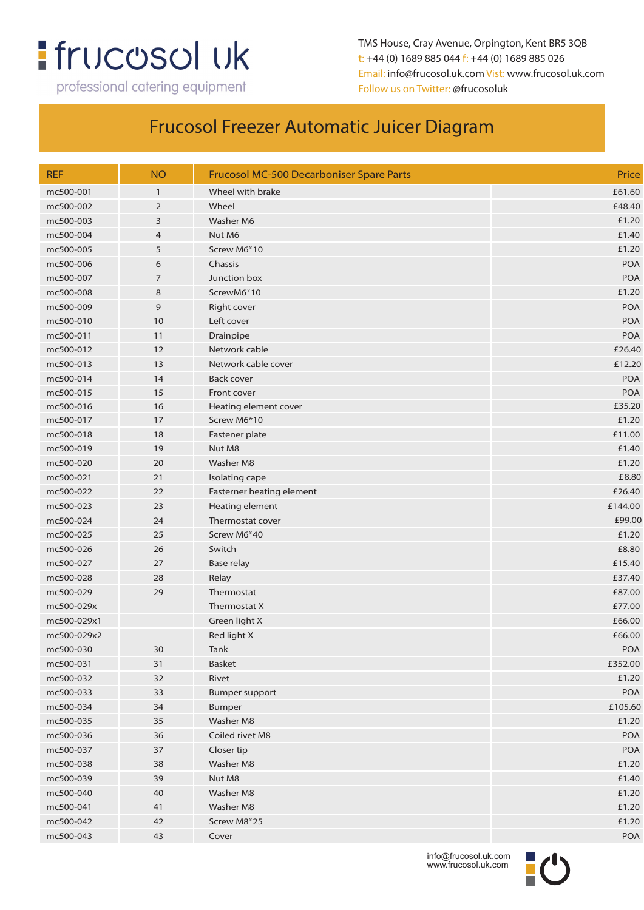frucosol uk

professional catering equipment

TMS House, Cray Avenue, Orpington, Kent BR5 3QB
t: +44 (0) 1689 885 044 f: +44 (0) 1689 885 026
Email: info@frucosol.uk.com Visit: www.frucosol.uk.com
Follow us on Twitter: @frucosoluk

# Frucosol Freezer Automatic Juicer Diagram

| REF | NO | Frucosol MC-500 Decarboniser Spare Parts | Price |
|---|---|---|---|
| mc500-001 | 1 | Wheel with brake | £61.60 |
| mc500-002 | 2 | Wheel | £48.40 |
| mc500-003 | 3 | Washer M6 | £1.20 |
| mc500-004 | 4 | Nut M6 | £1.40 |
| mc500-005 | 5 | Screw M6*10 | £1.20 |
| mc500-006 | 6 | Chassis | POA |
| mc500-007 | 7 | Junction box | POA |
| mc500-008 | 8 | ScrewM6*10 | £1.20 |
| mc500-009 | 9 | Right cover | POA |
| mc500-010 | 10 | Left cover | POA |
| mc500-011 | 11 | Drainpipe | POA |
| mc500-012 | 12 | Network cable | £26.40 |
| mc500-013 | 13 | Network cable cover | £12.20 |
| mc500-014 | 14 | Back cover | POA |
| mc500-015 | 15 | Front cover | POA |
| mc500-016 | 16 | Heating element cover | £35.20 |
| mc500-017 | 17 | Screw M6*10 | £1.20 |
| mc500-018 | 18 | Fastener plate | £11.00 |
| mc500-019 | 19 | Nut M8 | £1.40 |
| mc500-020 | 20 | Washer M8 | £1.20 |
| mc500-021 | 21 | Isolating cape | £8.80 |
| mc500-022 | 22 | Fasterner heating element | £26.40 |
| mc500-023 | 23 | Heating element | £144.00 |
| mc500-024 | 24 | Thermostat cover | £99.00 |
| mc500-025 | 25 | Screw M6*40 | £1.20 |
| mc500-026 | 26 | Switch | £8.80 |
| mc500-027 | 27 | Base relay | £15.40 |
| mc500-028 | 28 | Relay | £37.40 |
| mc500-029 | 29 | Thermostat | £87.00 |
| mc500-029x | | Thermostat X | £77.00 |
| mc500-029x1 | | Green light X | £66.00 |
| mc500-029x2 | | Red light X | £66.00 |
| mc500-030 | 30 | Tank | POA |
| mc500-031 | 31 | Basket | £352.00 |
| mc500-032 | 32 | Rivet | £1.20 |
| mc500-033 | 33 | Bumper support | POA |
| mc500-034 | 34 | Bumper | £105.60 |
| mc500-035 | 35 | Washer M8 | £1.20 |
| mc500-036 | 36 | Coiled rivet M8 | POA |
| mc500-037 | 37 | Closer tip | POA |
| mc500-038 | 38 | Washer M8 | £1.20 |
| mc500-039 | 39 | Nut M8 | £1.40 |
| mc500-040 | 40 | Washer M8 | £1.20 |
| mc500-041 | 41 | Washer M8 | £1.20 |
| mc500-042 | 42 | Screw M8*25 | £1.20 |
| mc500-043 | 43 | Cover | POA |

info@frucosol.uk.com
www.frucosol.uk.com